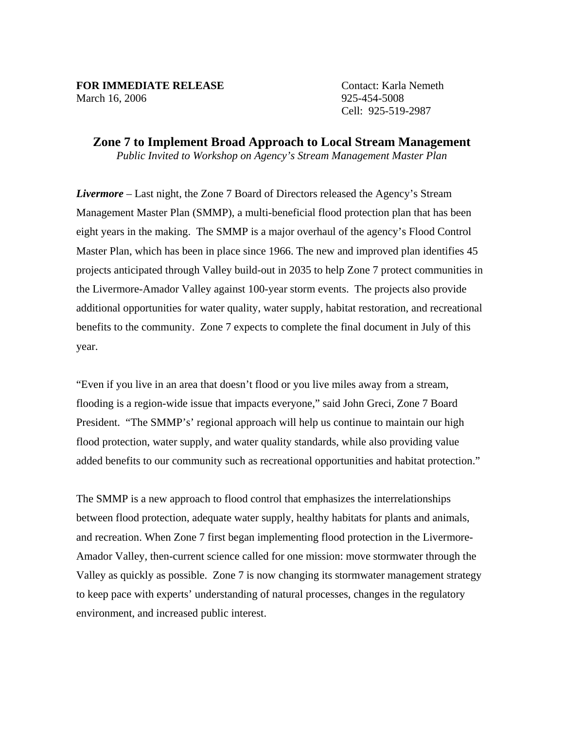**FOR IMMEDIATE RELEASE**
March 16, 2006

Contact: Karla Nemeth
925-454-5008
Cell: 925-519-2987

# Zone 7 to Implement Broad Approach to Local Stream Management

*Public Invited to Workshop on Agency's Stream Management Master Plan*

***Livermore*** – Last night, the Zone 7 Board of Directors released the Agency's Stream Management Master Plan (SMMP), a multi-beneficial flood protection plan that has been eight years in the making. The SMMP is a major overhaul of the agency's Flood Control Master Plan, which has been in place since 1966. The new and improved plan identifies 45 projects anticipated through Valley build-out in 2035 to help Zone 7 protect communities in the Livermore-Amador Valley against 100-year storm events. The projects also provide additional opportunities for water quality, water supply, habitat restoration, and recreational benefits to the community. Zone 7 expects to complete the final document in July of this year.

"Even if you live in an area that doesn't flood or you live miles away from a stream, flooding is a region-wide issue that impacts everyone," said John Greci, Zone 7 Board President. "The SMMP's' regional approach will help us continue to maintain our high flood protection, water supply, and water quality standards, while also providing value added benefits to our community such as recreational opportunities and habitat protection."

The SMMP is a new approach to flood control that emphasizes the interrelationships between flood protection, adequate water supply, healthy habitats for plants and animals, and recreation. When Zone 7 first began implementing flood protection in the Livermore-Amador Valley, then-current science called for one mission: move stormwater through the Valley as quickly as possible. Zone 7 is now changing its stormwater management strategy to keep pace with experts' understanding of natural processes, changes in the regulatory environment, and increased public interest.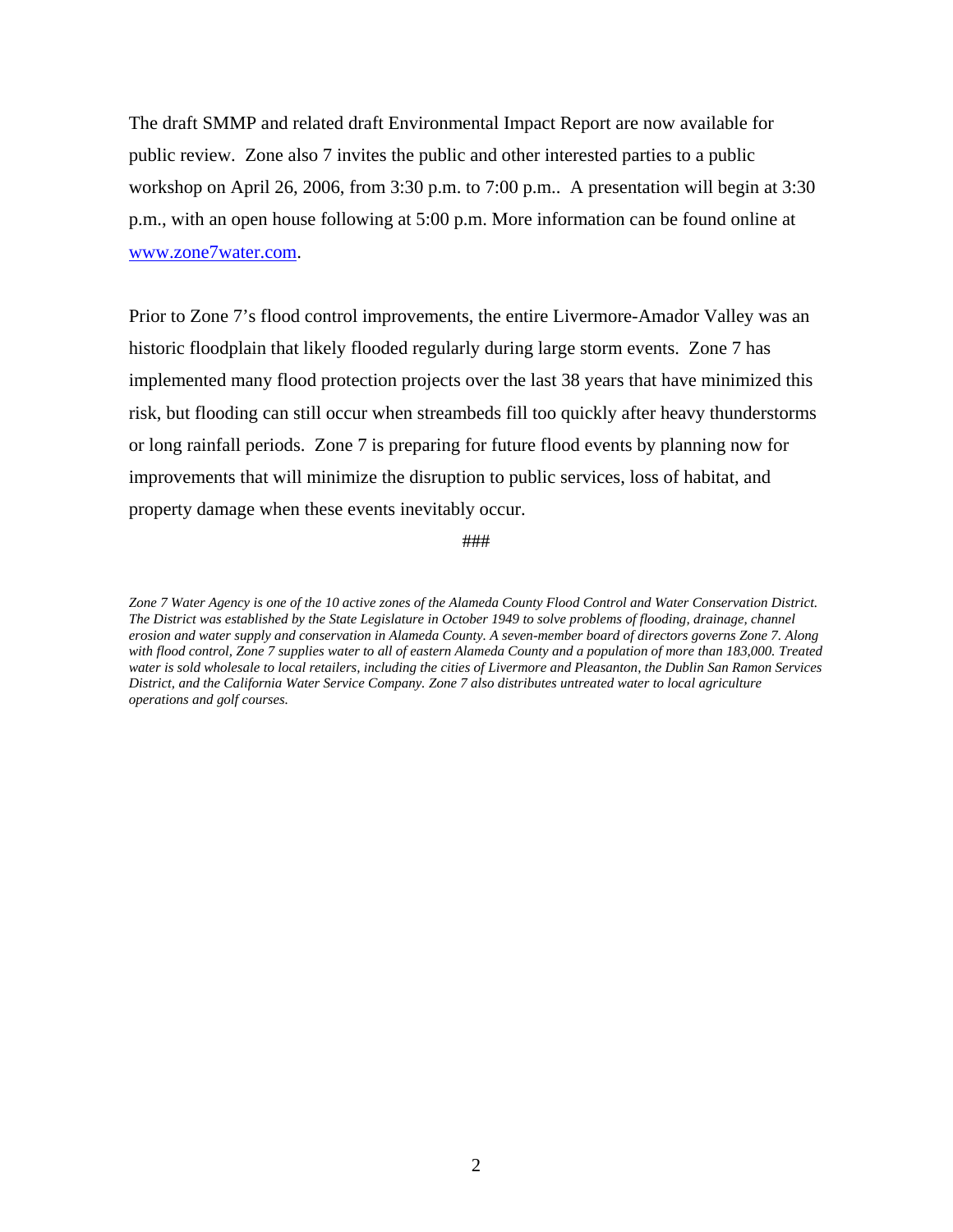The draft SMMP and related draft Environmental Impact Report are now available for public review. Zone also 7 invites the public and other interested parties to a public workshop on April 26, 2006, from 3:30 p.m. to 7:00 p.m.. A presentation will begin at 3:30 p.m., with an open house following at 5:00 p.m. More information can be found online at www.zone7water.com.

Prior to Zone 7's flood control improvements, the entire Livermore-Amador Valley was an historic floodplain that likely flooded regularly during large storm events. Zone 7 has implemented many flood protection projects over the last 38 years that have minimized this risk, but flooding can still occur when streambeds fill too quickly after heavy thunderstorms or long rainfall periods. Zone 7 is preparing for future flood events by planning now for improvements that will minimize the disruption to public services, loss of habitat, and property damage when these events inevitably occur.

###

*Zone 7 Water Agency is one of the 10 active zones of the Alameda County Flood Control and Water Conservation District. The District was established by the State Legislature in October 1949 to solve problems of flooding, drainage, channel erosion and water supply and conservation in Alameda County. A seven-member board of directors governs Zone 7. Along with flood control, Zone 7 supplies water to all of eastern Alameda County and a population of more than 183,000. Treated water is sold wholesale to local retailers, including the cities of Livermore and Pleasanton, the Dublin San Ramon Services District, and the California Water Service Company. Zone 7 also distributes untreated water to local agriculture operations and golf courses.*